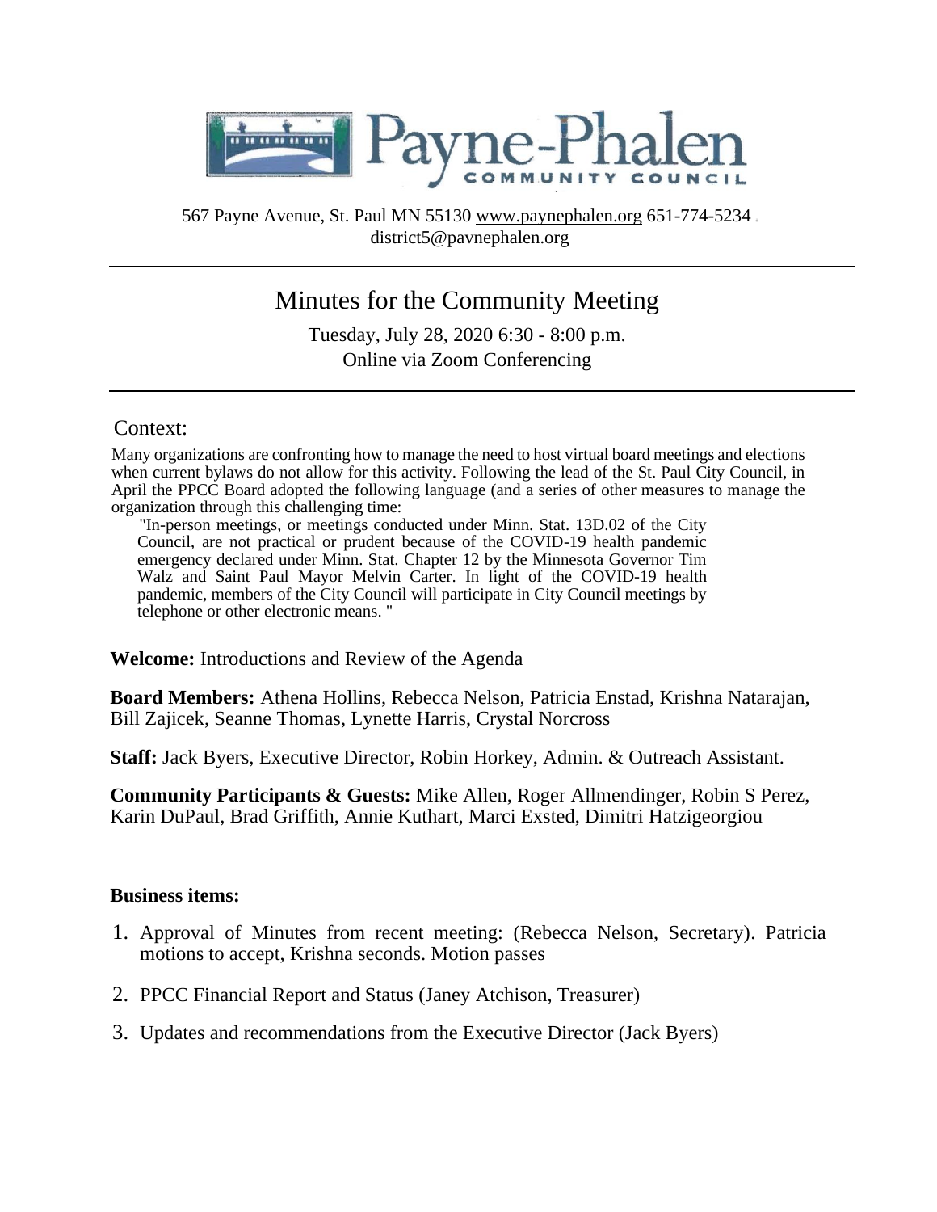# Payne-Phalen COMMUNITY COUNCIL

567 Payne Avenue, St. Paul MN 55130 www.paynephalen.org 651-774-5234
district5@pavnephalen.org

## Minutes for the Community Meeting

Tuesday, July 28, 2020 6:30 - 8:00 p.m.
Online via Zoom Conferencing

### Context:

Many organizations are confronting how to manage the need to host virtual board meetings and elections when current bylaws do not allow for this activity. Following the lead of the St. Paul City Council, in April the PPCC Board adopted the following language (and a series of other measures to manage the organization through this challenging time:

> "In-person meetings, or meetings conducted under Minn. Stat. 13D.02 of the City Council, are not practical or prudent because of the COVID-19 health pandemic emergency declared under Minn. Stat. Chapter 12 by the Minnesota Governor Tim Walz and Saint Paul Mayor Melvin Carter. In light of the COVID-19 health pandemic, members of the City Council will participate in City Council meetings by telephone or other electronic means. "

**Welcome:** Introductions and Review of the Agenda

**Board Members:** Athena Hollins, Rebecca Nelson, Patricia Enstad, Krishna Natarajan, Bill Zajicek, Seanne Thomas, Lynette Harris, Crystal Norcross

**Staff:** Jack Byers, Executive Director, Robin Horkey, Admin. & Outreach Assistant.

**Community Participants & Guests:** Mike Allen, Roger Allmendinger, Robin S Perez, Karin DuPaul, Brad Griffith, Annie Kuthart, Marci Exsted, Dimitri Hatzigeorgiou

**Business items:**

1. Approval of Minutes from recent meeting: (Rebecca Nelson, Secretary). Patricia motions to accept, Krishna seconds. Motion passes
2. PPCC Financial Report and Status (Janey Atchison, Treasurer)
3. Updates and recommendations from the Executive Director (Jack Byers)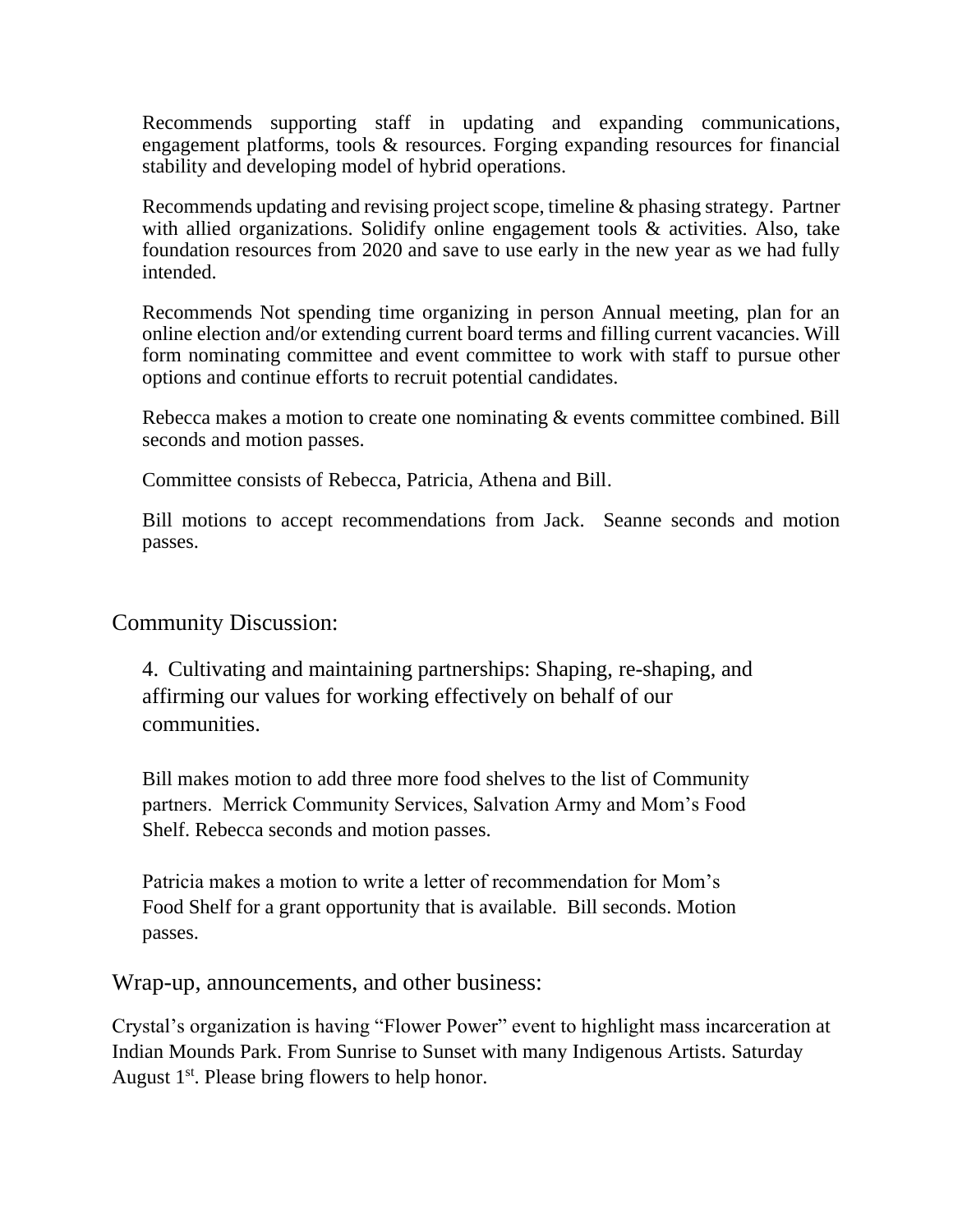Recommends supporting staff in updating and expanding communications, engagement platforms, tools & resources. Forging expanding resources for financial stability and developing model of hybrid operations.

Recommends updating and revising project scope, timeline & phasing strategy. Partner with allied organizations. Solidify online engagement tools & activities. Also, take foundation resources from 2020 and save to use early in the new year as we had fully intended.

Recommends Not spending time organizing in person Annual meeting, plan for an online election and/or extending current board terms and filling current vacancies. Will form nominating committee and event committee to work with staff to pursue other options and continue efforts to recruit potential candidates.

Rebecca makes a motion to create one nominating & events committee combined. Bill seconds and motion passes.

Committee consists of Rebecca, Patricia, Athena and Bill.

Bill motions to accept recommendations from Jack. Seanne seconds and motion passes.

## Community Discussion:

4. Cultivating and maintaining partnerships: Shaping, re-shaping, and affirming our values for working effectively on behalf of our communities.

Bill makes motion to add three more food shelves to the list of Community partners. Merrick Community Services, Salvation Army and Mom's Food Shelf. Rebecca seconds and motion passes.

Patricia makes a motion to write a letter of recommendation for Mom's Food Shelf for a grant opportunity that is available. Bill seconds. Motion passes.

## Wrap-up, announcements, and other business:

Crystal's organization is having "Flower Power" event to highlight mass incarceration at Indian Mounds Park. From Sunrise to Sunset with many Indigenous Artists. Saturday August 1st. Please bring flowers to help honor.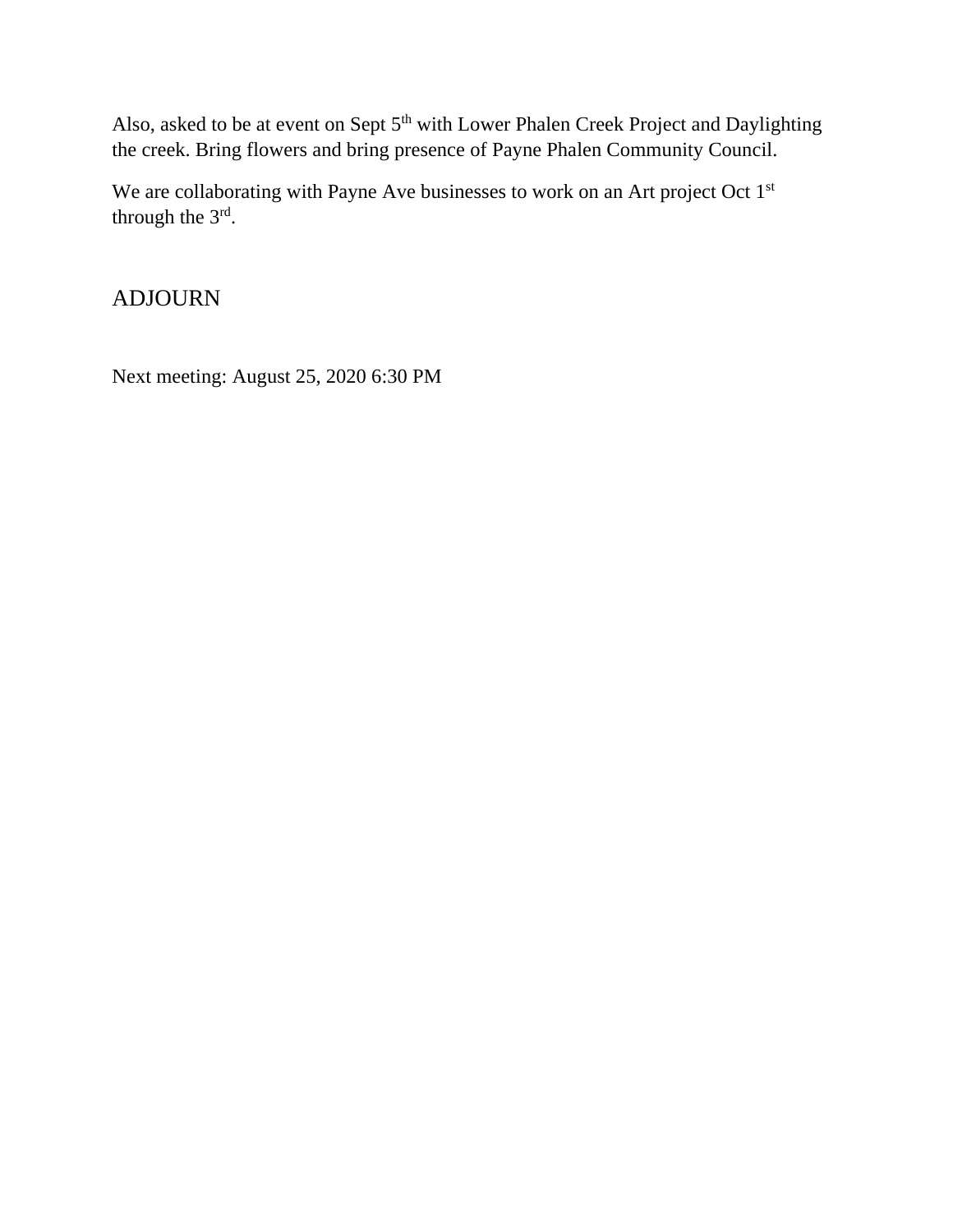Also, asked to be at event on Sept 5th with Lower Phalen Creek Project and Daylighting the creek. Bring flowers and bring presence of Payne Phalen Community Council.

We are collaborating with Payne Ave businesses to work on an Art project Oct 1st through the 3rd.

## ADJOURN

Next meeting: August 25, 2020 6:30 PM